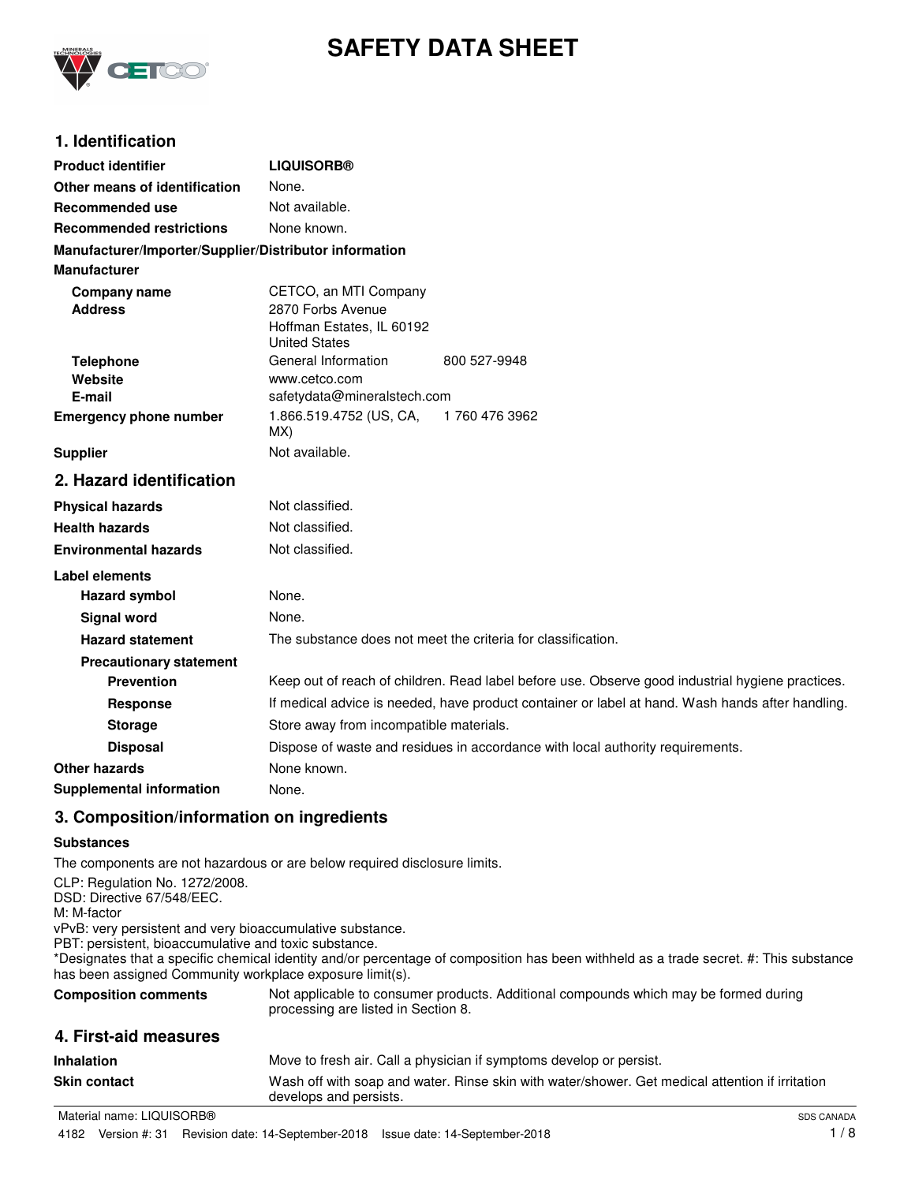# SAFETY DATA SHEET

## 1. Identification

| | |
|---|---|
| **Product identifier** | **LIQUISORB®** |
| **Other means of identification** | None. |
| **Recommended use** | Not available. |
| **Recommended restrictions** | None known. |

**Manufacturer/Importer/Supplier/Distributor information**

**Manufacturer**

| | | |
|---|---|---|
| **Company name** | CETCO, an MTI Company | |
| **Address** | 2870 Forbs Avenue<br>Hoffman Estates, IL 60192<br>United States | |
| **Telephone** | General Information | 800 527-9948 |
| **Website** | www.cetco.com | |
| **E-mail** | safetydata@mineralstech.com | |
| **Emergency phone number** | 1.866.519.4752 (US, CA, MX) | 1 760 476 3962 |
| **Supplier** | Not available. | |

## 2. Hazard identification

| | |
|---|---|
| **Physical hazards** | Not classified. |
| **Health hazards** | Not classified. |
| **Environmental hazards** | Not classified. |

**Label elements**

| | |
|---|---|
| **Hazard symbol** | None. |
| **Signal word** | None. |
| **Hazard statement** | The substance does not meet the criteria for classification. |

**Precautionary statement**

| | |
|---|---|
| **Prevention** | Keep out of reach of children. Read label before use. Observe good industrial hygiene practices. |
| **Response** | If medical advice is needed, have product container or label at hand. Wash hands after handling. |
| **Storage** | Store away from incompatible materials. |
| **Disposal** | Dispose of waste and residues in accordance with local authority requirements. |
| **Other hazards** | None known. |
| **Supplemental information** | None. |

## 3. Composition/information on ingredients

**Substances**

The components are not hazardous or are below required disclosure limits.

CLP: Regulation No. 1272/2008.
DSD: Directive 67/548/EEC.
M: M-factor
vPvB: very persistent and very bioaccumulative substance.
PBT: persistent, bioaccumulative and toxic substance.
*Designates that a specific chemical identity and/or percentage of composition has been withheld as a trade secret. #: This substance has been assigned Community workplace exposure limit(s).

| | |
|---|---|
| **Composition comments** | Not applicable to consumer products. Additional compounds which may be formed during processing are listed in Section 8. |

## 4. First-aid measures

| | |
|---|---|
| **Inhalation** | Move to fresh air. Call a physician if symptoms develop or persist. |
| **Skin contact** | Wash off with soap and water. Rinse skin with water/shower. Get medical attention if irritation develops and persists. |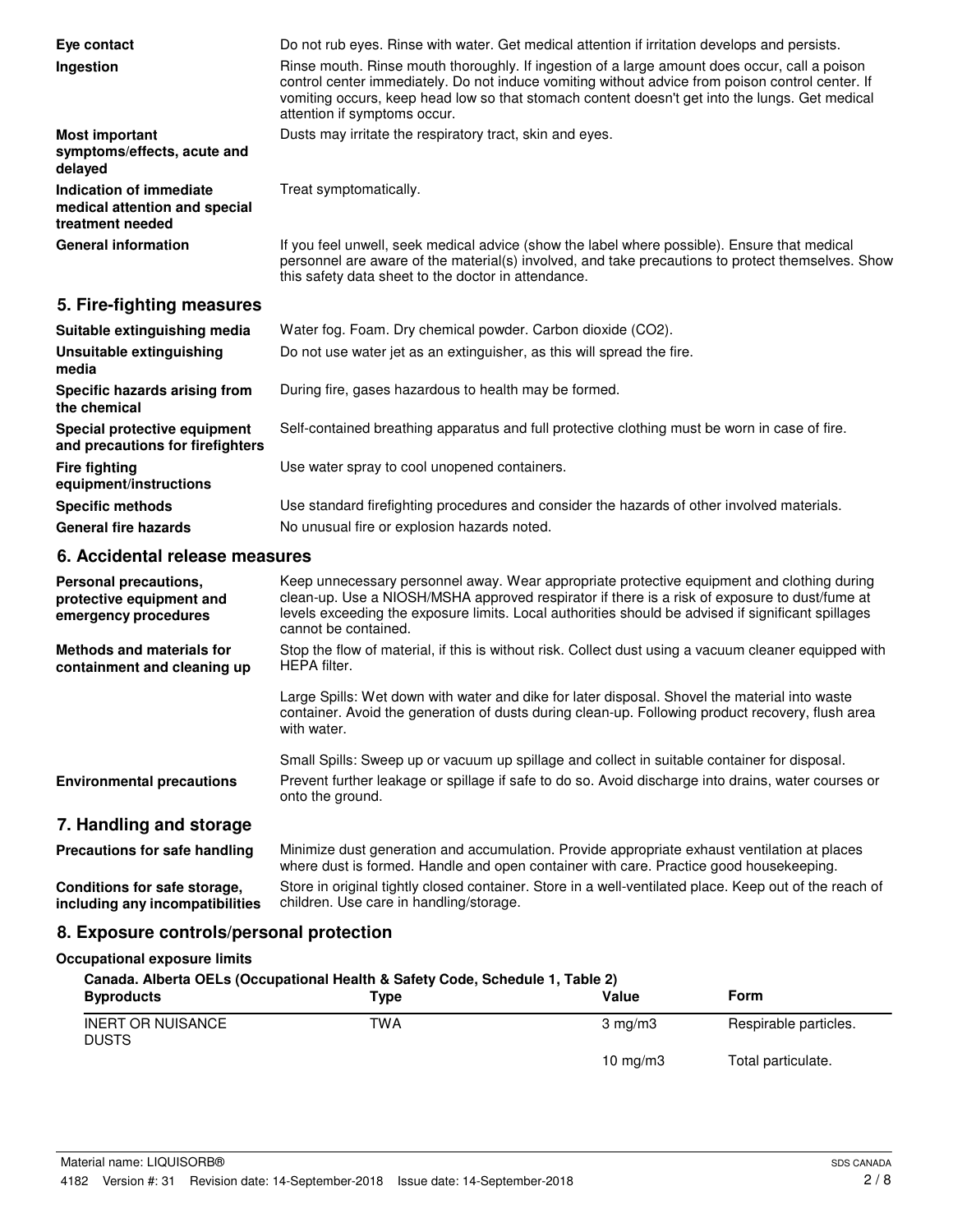| | |
|---|---|
| **Eye contact** | Do not rub eyes. Rinse with water. Get medical attention if irritation develops and persists. |
| **Ingestion** | Rinse mouth. Rinse mouth thoroughly. If ingestion of a large amount does occur, call a poison control center immediately. Do not induce vomiting without advice from poison control center. If vomiting occurs, keep head low so that stomach content doesn't get into the lungs. Get medical attention if symptoms occur. |
| **Most important symptoms/effects, acute and delayed** | Dusts may irritate the respiratory tract, skin and eyes. |
| **Indication of immediate medical attention and special treatment needed** | Treat symptomatically. |
| **General information** | If you feel unwell, seek medical advice (show the label where possible). Ensure that medical personnel are aware of the material(s) involved, and take precautions to protect themselves. Show this safety data sheet to the doctor in attendance. |

## 5. Fire-fighting measures

| | |
|---|---|
| **Suitable extinguishing media** | Water fog. Foam. Dry chemical powder. Carbon dioxide ($CO_2$). |
| **Unsuitable extinguishing media** | Do not use water jet as an extinguisher, as this will spread the fire. |
| **Specific hazards arising from the chemical** | During fire, gases hazardous to health may be formed. |
| **Special protective equipment and precautions for firefighters** | Self-contained breathing apparatus and full protective clothing must be worn in case of fire. |
| **Fire fighting equipment/instructions** | Use water spray to cool unopened containers. |
| **Specific methods** | Use standard firefighting procedures and consider the hazards of other involved materials. |
| **General fire hazards** | No unusual fire or explosion hazards noted. |

## 6. Accidental release measures

| | |
|---|---|
| **Personal precautions, protective equipment and emergency procedures** | Keep unnecessary personnel away. Wear appropriate protective equipment and clothing during clean-up. Use a NIOSH/MSHA approved respirator if there is a risk of exposure to dust/fume at levels exceeding the exposure limits. Local authorities should be advised if significant spillages cannot be contained. |
| **Methods and materials for containment and cleaning up** | Stop the flow of material, if this is without risk. Collect dust using a vacuum cleaner equipped with HEPA filter.<br><br>Large Spills: Wet down with water and dike for later disposal. Shovel the material into waste container. Avoid the generation of dusts during clean-up. Following product recovery, flush area with water.<br><br>Small Spills: Sweep up or vacuum up spillage and collect in suitable container for disposal. |
| **Environmental precautions** | Prevent further leakage or spillage if safe to do so. Avoid discharge into drains, water courses or onto the ground. |

## 7. Handling and storage

| | |
|---|---|
| **Precautions for safe handling** | Minimize dust generation and accumulation. Provide appropriate exhaust ventilation at places where dust is formed. Handle and open container with care. Practice good housekeeping. |
| **Conditions for safe storage, including any incompatibilities** | Store in original tightly closed container. Store in a well-ventilated place. Keep out of the reach of children. Use care in handling/storage. |

## 8. Exposure controls/personal protection

**Occupational exposure limits**

**Canada. Alberta OELs (Occupational Health & Safety Code, Schedule 1, Table 2)**

| Byproducts | Type | Value | Form |
|---|---|---|---|
| INERT OR NUISANCE DUSTS | TWA | 3 mg/m3 | Respirable particles. |
| | | 10 mg/m3 | Total particulate. |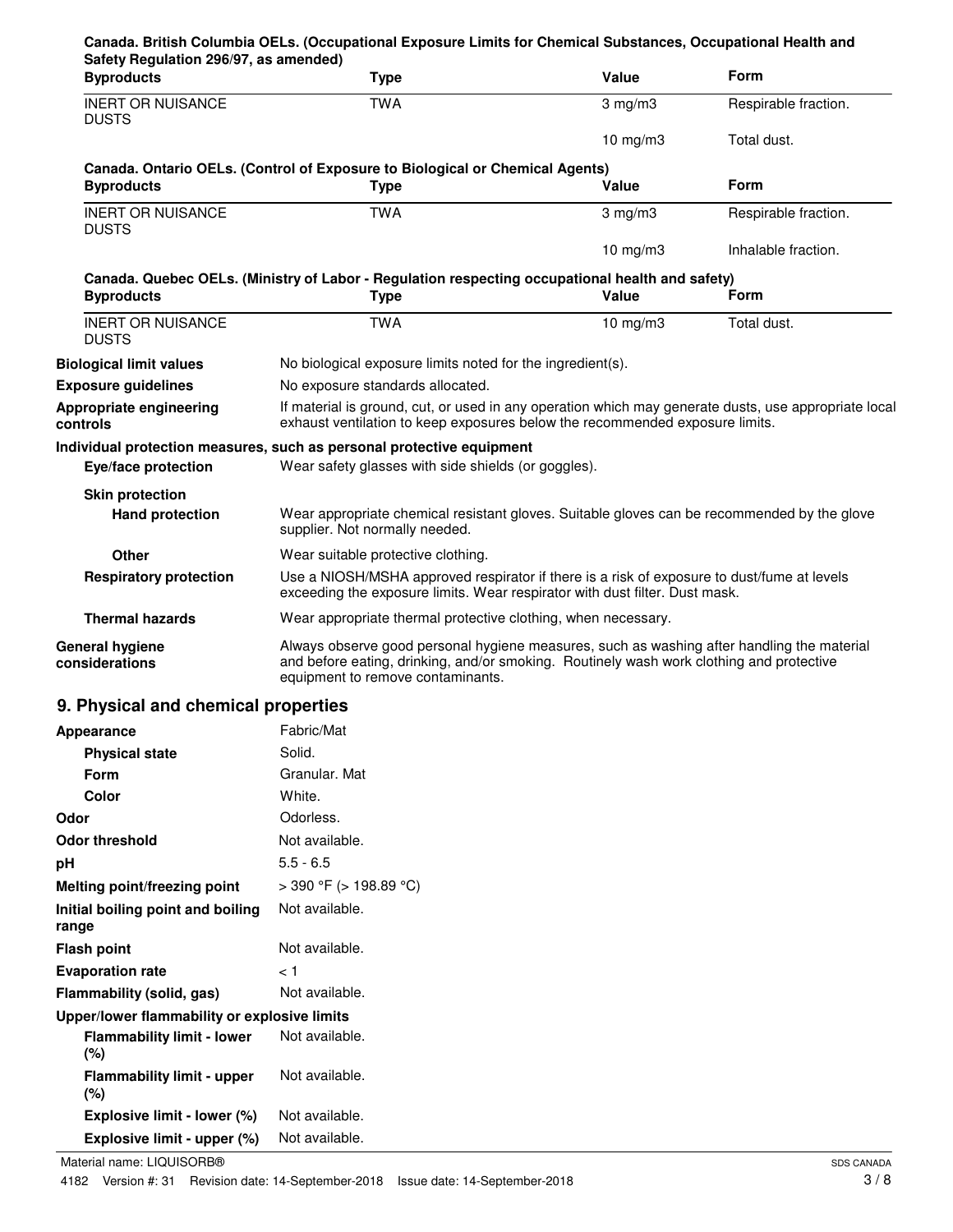**Canada. British Columbia OELs. (Occupational Exposure Limits for Chemical Substances, Occupational Health and Safety Regulation 296/97, as amended)**

| Byproducts | Type | Value | Form |
|---|---|---|---|
| INERT OR NUISANCE DUSTS | TWA | 3 mg/m3 | Respirable fraction. |
| | | 10 mg/m3 | Total dust. |

**Canada. Ontario OELs. (Control of Exposure to Biological or Chemical Agents)**

| Byproducts | Type | Value | Form |
|---|---|---|---|
| INERT OR NUISANCE DUSTS | TWA | 3 mg/m3 | Respirable fraction. |
| | | 10 mg/m3 | Inhalable fraction. |

**Canada. Quebec OELs. (Ministry of Labor - Regulation respecting occupational health and safety)**

| Byproducts | Type | Value | Form |
|---|---|---|---|
| INERT OR NUISANCE DUSTS | TWA | 10 mg/m3 | Total dust. |

**Biological limit values** No biological exposure limits noted for the ingredient(s).

**Exposure guidelines** No exposure standards allocated.

**Appropriate engineering controls** If material is ground, cut, or used in any operation which may generate dusts, use appropriate local exhaust ventilation to keep exposures below the recommended exposure limits.

**Individual protection measures, such as personal protective equipment**

**Eye/face protection** Wear safety glasses with side shields (or goggles).

**Skin protection**

**Hand protection** Wear appropriate chemical resistant gloves. Suitable gloves can be recommended by the glove supplier. Not normally needed.

**Other** Wear suitable protective clothing.

**Respiratory protection** Use a NIOSH/MSHA approved respirator if there is a risk of exposure to dust/fume at levels exceeding the exposure limits. Wear respirator with dust filter. Dust mask.

**Thermal hazards** Wear appropriate thermal protective clothing, when necessary.

**General hygiene considerations** Always observe good personal hygiene measures, such as washing after handling the material and before eating, drinking, and/or smoking. Routinely wash work clothing and protective equipment to remove contaminants.

## 9. Physical and chemical properties

| | |
|---|---|
| **Appearance** | Fabric/Mat |
| **Physical state** | Solid. |
| **Form** | Granular. Mat |
| **Color** | White. |
| **Odor** | Odorless. |
| **Odor threshold** | Not available. |
| **pH** | 5.5 - 6.5 |
| **Melting point/freezing point** | > 390 °F (> 198.89 °C) |
| **Initial boiling point and boiling range** | Not available. |
| **Flash point** | Not available. |
| **Evaporation rate** | < 1 |
| **Flammability (solid, gas)** | Not available. |
| **Upper/lower flammability or explosive limits** | |
| **Flammability limit - lower (%)** | Not available. |
| **Flammability limit - upper (%)** | Not available. |
| **Explosive limit - lower (%)** | Not available. |
| **Explosive limit - upper (%)** | Not available. |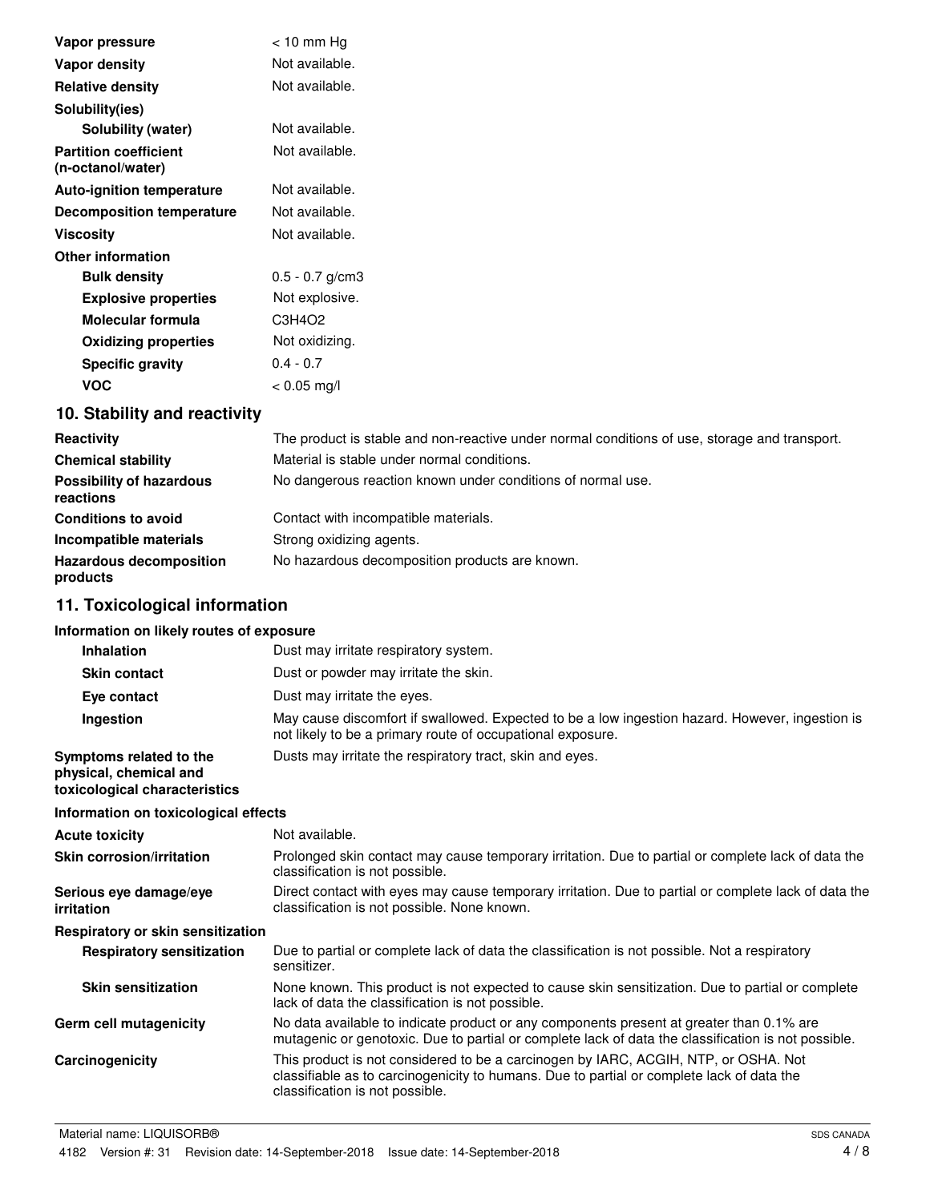| | |
|---|---|
| **Vapor pressure** | < 10 mm Hg |
| **Vapor density** | Not available. |
| **Relative density** | Not available. |
| **Solubility(ies)** | |
| **Solubility (water)** | Not available. |
| **Partition coefficient (n-octanol/water)** | Not available. |
| **Auto-ignition temperature** | Not available. |
| **Decomposition temperature** | Not available. |
| **Viscosity** | Not available. |
| **Other information** | |
| **Bulk density** | 0.5 - 0.7 g/cm3 |
| **Explosive properties** | Not explosive. |
| **Molecular formula** | $C_3H_4O_2$ |
| **Oxidizing properties** | Not oxidizing. |
| **Specific gravity** | 0.4 - 0.7 |
| **VOC** | < 0.05 mg/l |

## 10. Stability and reactivity

| | |
|---|---|
| **Reactivity** | The product is stable and non-reactive under normal conditions of use, storage and transport. |
| **Chemical stability** | Material is stable under normal conditions. |
| **Possibility of hazardous reactions** | No dangerous reaction known under conditions of normal use. |
| **Conditions to avoid** | Contact with incompatible materials. |
| **Incompatible materials** | Strong oxidizing agents. |
| **Hazardous decomposition products** | No hazardous decomposition products are known. |

## 11. Toxicological information

**Information on likely routes of exposure**

| | |
|---|---|
| **Inhalation** | Dust may irritate respiratory system. |
| **Skin contact** | Dust or powder may irritate the skin. |
| **Eye contact** | Dust may irritate the eyes. |
| **Ingestion** | May cause discomfort if swallowed. Expected to be a low ingestion hazard. However, ingestion is not likely to be a primary route of occupational exposure. |
| **Symptoms related to the physical, chemical and toxicological characteristics** | Dusts may irritate the respiratory tract, skin and eyes. |

**Information on toxicological effects**

| | |
|---|---|
| **Acute toxicity** | Not available. |
| **Skin corrosion/irritation** | Prolonged skin contact may cause temporary irritation. Due to partial or complete lack of data the classification is not possible. |
| **Serious eye damage/eye irritation** | Direct contact with eyes may cause temporary irritation. Due to partial or complete lack of data the classification is not possible. None known. |
| **Respiratory or skin sensitization** | |
| **Respiratory sensitization** | Due to partial or complete lack of data the classification is not possible. Not a respiratory sensitizer. |
| **Skin sensitization** | None known. This product is not expected to cause skin sensitization. Due to partial or complete lack of data the classification is not possible. |
| **Germ cell mutagenicity** | No data available to indicate product or any components present at greater than 0.1% are mutagenic or genotoxic. Due to partial or complete lack of data the classification is not possible. |
| **Carcinogenicity** | This product is not considered to be a carcinogen by IARC, ACGIH, NTP, or OSHA. Not classifiable as to carcinogenicity to humans. Due to partial or complete lack of data the classification is not possible. |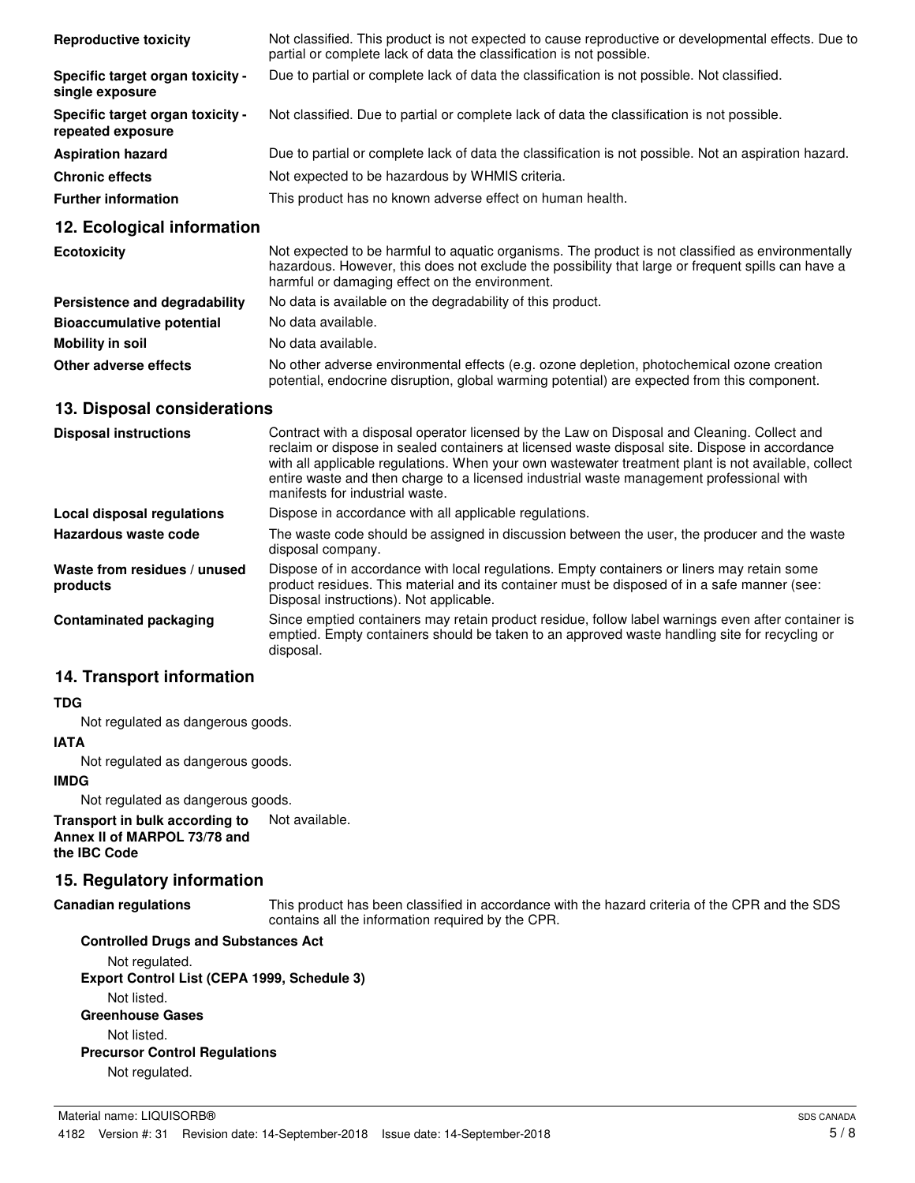| | |
|---|---|
| **Reproductive toxicity** | Not classified. This product is not expected to cause reproductive or developmental effects. Due to partial or complete lack of data the classification is not possible. |
| **Specific target organ toxicity - single exposure** | Due to partial or complete lack of data the classification is not possible. Not classified. |
| **Specific target organ toxicity - repeated exposure** | Not classified. Due to partial or complete lack of data the classification is not possible. |
| **Aspiration hazard** | Due to partial or complete lack of data the classification is not possible. Not an aspiration hazard. |
| **Chronic effects** | Not expected to be hazardous by WHMIS criteria. |
| **Further information** | This product has no known adverse effect on human health. |

## 12. Ecological information

| | |
|---|---|
| **Ecotoxicity** | Not expected to be harmful to aquatic organisms. The product is not classified as environmentally hazardous. However, this does not exclude the possibility that large or frequent spills can have a harmful or damaging effect on the environment. |
| **Persistence and degradability** | No data is available on the degradability of this product. |
| **Bioaccumulative potential** | No data available. |
| **Mobility in soil** | No data available. |
| **Other adverse effects** | No other adverse environmental effects (e.g. ozone depletion, photochemical ozone creation potential, endocrine disruption, global warming potential) are expected from this component. |

## 13. Disposal considerations

| | |
|---|---|
| **Disposal instructions** | Contract with a disposal operator licensed by the Law on Disposal and Cleaning. Collect and reclaim or dispose in sealed containers at licensed waste disposal site. Dispose in accordance with all applicable regulations. When your own wastewater treatment plant is not available, collect entire waste and then charge to a licensed industrial waste management professional with manifests for industrial waste. |
| **Local disposal regulations** | Dispose in accordance with all applicable regulations. |
| **Hazardous waste code** | The waste code should be assigned in discussion between the user, the producer and the waste disposal company. |
| **Waste from residues / unused products** | Dispose of in accordance with local regulations. Empty containers or liners may retain some product residues. This material and its container must be disposed of in a safe manner (see: Disposal instructions). Not applicable. |
| **Contaminated packaging** | Since emptied containers may retain product residue, follow label warnings even after container is emptied. Empty containers should be taken to an approved waste handling site for recycling or disposal. |

## 14. Transport information

**TDG**

Not regulated as dangerous goods.

**IATA**

Not regulated as dangerous goods.

**IMDG**

Not regulated as dangerous goods.

**Transport in bulk according to Annex II of MARPOL 73/78 and the IBC Code** Not available.

## 15. Regulatory information

**Canadian regulations** This product has been classified in accordance with the hazard criteria of the CPR and the SDS contains all the information required by the CPR.

**Controlled Drugs and Substances Act**

Not regulated.

**Export Control List (CEPA 1999, Schedule 3)**

Not listed.

**Greenhouse Gases**

Not listed.

**Precursor Control Regulations**

Not regulated.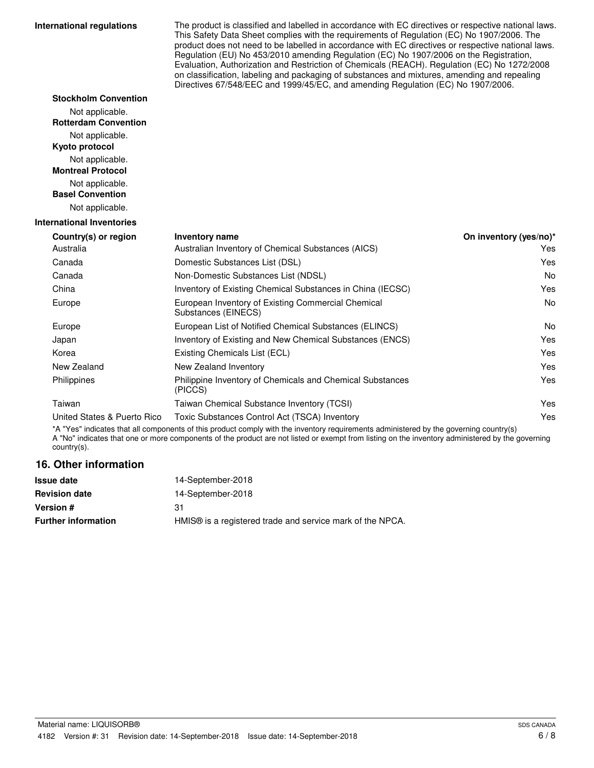**International regulations**

The product is classified and labelled in accordance with EC directives or respective national laws. This Safety Data Sheet complies with the requirements of Regulation (EC) No 1907/2006. The product does not need to be labelled in accordance with EC directives or respective national laws. Regulation (EU) No 453/2010 amending Regulation (EC) No 1907/2006 on the Registration, Evaluation, Authorization and Restriction of Chemicals (REACH). Regulation (EC) No 1272/2008 on classification, labeling and packaging of substances and mixtures, amending and repealing Directives 67/548/EEC and 1999/45/EC, and amending Regulation (EC) No 1907/2006.

**Stockholm Convention**

Not applicable.

**Rotterdam Convention**

Not applicable.

**Kyoto protocol**

Not applicable.

**Montreal Protocol**

Not applicable.

**Basel Convention**

Not applicable.

**International Inventories**

| Country(s) or region | Inventory name | On inventory (yes/no)* |
|---|---|---|
| Australia | Australian Inventory of Chemical Substances (AICS) | Yes |
| Canada | Domestic Substances List (DSL) | Yes |
| Canada | Non-Domestic Substances List (NDSL) | No |
| China | Inventory of Existing Chemical Substances in China (IECSC) | Yes |
| Europe | European Inventory of Existing Commercial Chemical Substances (EINECS) | No |
| Europe | European List of Notified Chemical Substances (ELINCS) | No |
| Japan | Inventory of Existing and New Chemical Substances (ENCS) | Yes |
| Korea | Existing Chemicals List (ECL) | Yes |
| New Zealand | New Zealand Inventory | Yes |
| Philippines | Philippine Inventory of Chemicals and Chemical Substances (PICCS) | Yes |
| Taiwan | Taiwan Chemical Substance Inventory (TCSI) | Yes |
| United States & Puerto Rico | Toxic Substances Control Act (TSCA) Inventory | Yes |

*A "Yes" indicates that all components of this product comply with the inventory requirements administered by the governing country(s)
A "No" indicates that one or more components of the product are not listed or exempt from listing on the inventory administered by the governing country(s).

## 16. Other information

| | |
|---|---|
| **Issue date** | 14-September-2018 |
| **Revision date** | 14-September-2018 |
| **Version #** | 31 |
| **Further information** | HMIS® is a registered trade and service mark of the NPCA. |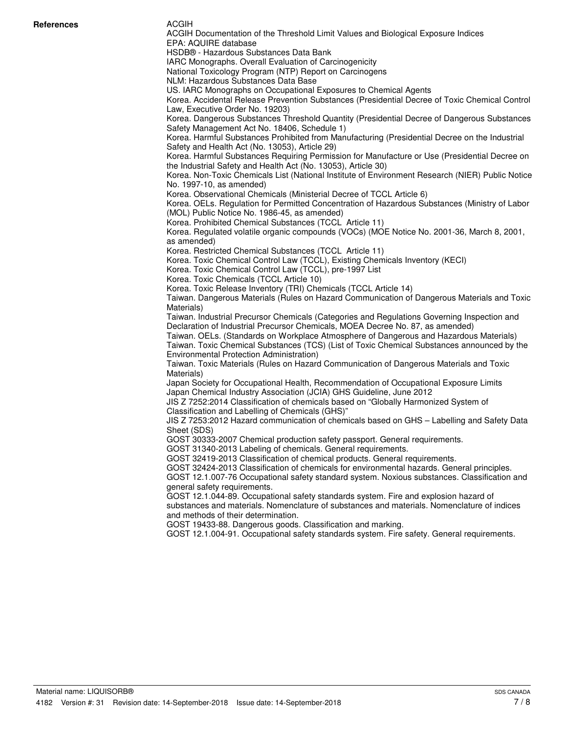**References**

ACGIH
ACGIH Documentation of the Threshold Limit Values and Biological Exposure Indices
EPA: AQUIRE database
HSDB® - Hazardous Substances Data Bank
IARC Monographs. Overall Evaluation of Carcinogenicity
National Toxicology Program (NTP) Report on Carcinogens
NLM: Hazardous Substances Data Base
US. IARC Monographs on Occupational Exposures to Chemical Agents
Korea. Accidental Release Prevention Substances (Presidential Decree of Toxic Chemical Control Law, Executive Order No. 19203)
Korea. Dangerous Substances Threshold Quantity (Presidential Decree of Dangerous Substances Safety Management Act No. 18406, Schedule 1)
Korea. Harmful Substances Prohibited from Manufacturing (Presidential Decree on the Industrial Safety and Health Act (No. 13053), Article 29)
Korea. Harmful Substances Requiring Permission for Manufacture or Use (Presidential Decree on the Industrial Safety and Health Act (No. 13053), Article 30)
Korea. Non-Toxic Chemicals List (National Institute of Environment Research (NIER) Public Notice No. 1997-10, as amended)
Korea. Observational Chemicals (Ministerial Decree of TCCL Article 6)
Korea. OELs. Regulation for Permitted Concentration of Hazardous Substances (Ministry of Labor (MOL) Public Notice No. 1986-45, as amended)
Korea. Prohibited Chemical Substances (TCCL Article 11)
Korea. Regulated volatile organic compounds (VOCs) (MOE Notice No. 2001-36, March 8, 2001, as amended)
Korea. Restricted Chemical Substances (TCCL Article 11)
Korea. Toxic Chemical Control Law (TCCL), Existing Chemicals Inventory (KECI)
Korea. Toxic Chemical Control Law (TCCL), pre-1997 List
Korea. Toxic Chemicals (TCCL Article 10)
Korea. Toxic Release Inventory (TRI) Chemicals (TCCL Article 14)
Taiwan. Dangerous Materials (Rules on Hazard Communication of Dangerous Materials and Toxic Materials)
Taiwan. Industrial Precursor Chemicals (Categories and Regulations Governing Inspection and Declaration of Industrial Precursor Chemicals, MOEA Decree No. 87, as amended)
Taiwan. OELs. (Standards on Workplace Atmosphere of Dangerous and Hazardous Materials)
Taiwan. Toxic Chemical Substances (TCS) (List of Toxic Chemical Substances announced by the Environmental Protection Administration)
Taiwan. Toxic Materials (Rules on Hazard Communication of Dangerous Materials and Toxic Materials)
Japan Society for Occupational Health, Recommendation of Occupational Exposure Limits
Japan Chemical Industry Association (JCIA) GHS Guideline, June 2012
JIS Z 7252:2014 Classification of chemicals based on "Globally Harmonized System of Classification and Labelling of Chemicals (GHS)"
JIS Z 7253:2012 Hazard communication of chemicals based on GHS – Labelling and Safety Data Sheet (SDS)
GOST 30333-2007 Chemical production safety passport. General requirements.
GOST 31340-2013 Labeling of chemicals. General requirements.
GOST 32419-2013 Classification of chemical products. General requirements.
GOST 32424-2013 Classification of chemicals for environmental hazards. General principles.
GOST 12.1.007-76 Occupational safety standard system. Noxious substances. Classification and general safety requirements.
GOST 12.1.044-89. Occupational safety standards system. Fire and explosion hazard of substances and materials. Nomenclature of substances and materials. Nomenclature of indices and methods of their determination.
GOST 19433-88. Dangerous goods. Classification and marking.
GOST 12.1.004-91. Occupational safety standards system. Fire safety. General requirements.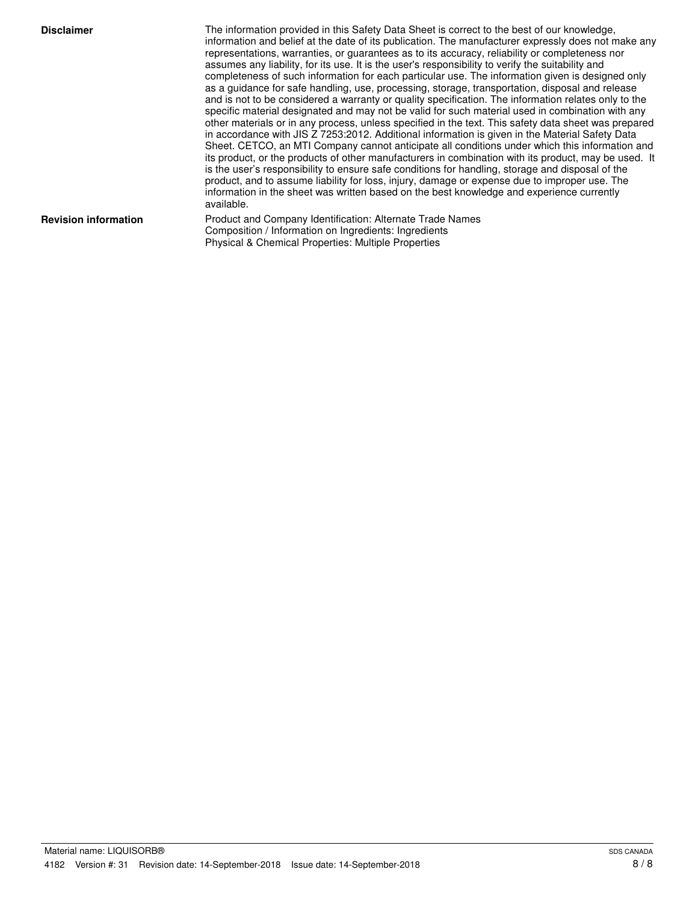**Disclaimer**

The information provided in this Safety Data Sheet is correct to the best of our knowledge, information and belief at the date of its publication. The manufacturer expressly does not make any representations, warranties, or guarantees as to its accuracy, reliability or completeness nor assumes any liability, for its use. It is the user's responsibility to verify the suitability and completeness of such information for each particular use. The information given is designed only as a guidance for safe handling, use, processing, storage, transportation, disposal and release and is not to be considered a warranty or quality specification. The information relates only to the specific material designated and may not be valid for such material used in combination with any other materials or in any process, unless specified in the text. This safety data sheet was prepared in accordance with JIS Z 7253:2012. Additional information is given in the Material Safety Data Sheet. CETCO, an MTI Company cannot anticipate all conditions under which this information and its product, or the products of other manufacturers in combination with its product, may be used. It is the user's responsibility to ensure safe conditions for handling, storage and disposal of the product, and to assume liability for loss, injury, damage or expense due to improper use. The information in the sheet was written based on the best knowledge and experience currently available.

**Revision information**

Product and Company Identification: Alternate Trade Names
Composition / Information on Ingredients: Ingredients
Physical & Chemical Properties: Multiple Properties